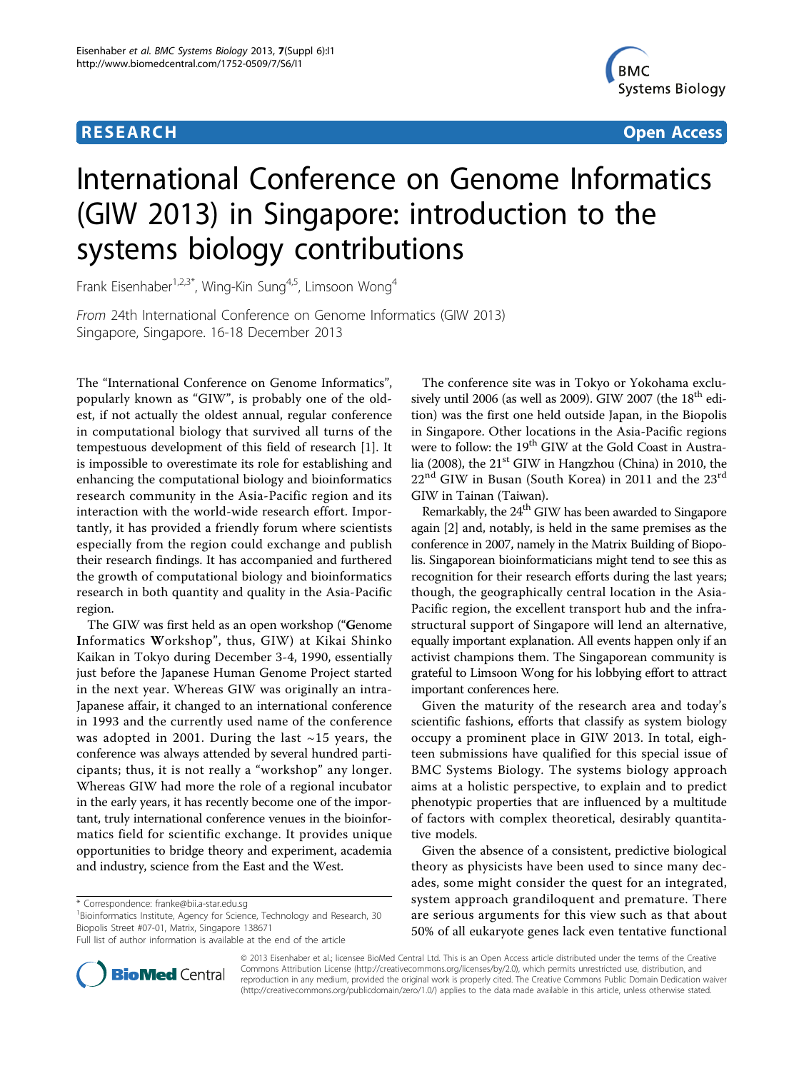RESEARCH Open Access

# International Conference on Genome Informatics (GIW 2013) in Singapore: introduction to the systems biology contributions

Frank Eisenhaber[1,2,3*], Wing-Kin Sung[4,5], Limsoon Wong[4]

*From* 24th International Conference on Genome Informatics (GIW 2013)
Singapore, Singapore. 16-18 December 2013

The "International Conference on Genome Informatics", popularly known as "GIW", is probably one of the oldest, if not actually the oldest annual, regular conference in computational biology that survived all turns of the tempestuous development of this field of research [1]. It is impossible to overestimate its role for establishing and enhancing the computational biology and bioinformatics research community in the Asia-Pacific region and its interaction with the world-wide research effort. Importantly, it has provided a friendly forum where scientists especially from the region could exchange and publish their research findings. It has accompanied and furthered the growth of computational biology and bioinformatics research in both quantity and quality in the Asia-Pacific region.

The GIW was first held as an open workshop ("**G**enome **I**nformatics **W**orkshop", thus, GIW) at Kikai Shinko Kaikan in Tokyo during December 3-4, 1990, essentially just before the Japanese Human Genome Project started in the next year. Whereas GIW was originally an intra-Japanese affair, it changed to an international conference in 1993 and the currently used name of the conference was adopted in 2001. During the last ~15 years, the conference was always attended by several hundred participants; thus, it is not really a "workshop" any longer. Whereas GIW had more the role of a regional incubator in the early years, it has recently become one of the important, truly international conference venues in the bioinformatics field for scientific exchange. It provides unique opportunities to bridge theory and experiment, academia and industry, science from the East and the West.

The conference site was in Tokyo or Yokohama exclusively until 2006 (as well as 2009). GIW 2007 (the 18th edition) was the first one held outside Japan, in the Biopolis in Singapore. Other locations in the Asia-Pacific regions were to follow: the 19th GIW at the Gold Coast in Australia (2008), the 21st GIW in Hangzhou (China) in 2010, the 22nd GIW in Busan (South Korea) in 2011 and the 23rd GIW in Tainan (Taiwan).

Remarkably, the 24th GIW has been awarded to Singapore again [2] and, notably, is held in the same premises as the conference in 2007, namely in the Matrix Building of Biopolis. Singaporean bioinformaticians might tend to see this as recognition for their research efforts during the last years; though, the geographically central location in the Asia-Pacific region, the excellent transport hub and the infrastructural support of Singapore will lend an alternative, equally important explanation. All events happen only if an activist champions them. The Singaporean community is grateful to Limsoon Wong for his lobbying effort to attract important conferences here.

Given the maturity of the research area and today's scientific fashions, efforts that classify as system biology occupy a prominent place in GIW 2013. In total, eighteen submissions have qualified for this special issue of BMC Systems Biology. The systems biology approach aims at a holistic perspective, to explain and to predict phenotypic properties that are influenced by a multitude of factors with complex theoretical, desirably quantitative models.

Given the absence of a consistent, predictive biological theory as physicists have been used to since many decades, some might consider the quest for an integrated, system approach grandiloquent and premature. There are serious arguments for this view such as that about 50% of all eukaryote genes lack even tentative functional

\* Correspondence: franke@bii.a-star.edu.sg
[1]Bioinformatics Institute, Agency for Science, Technology and Research, 30 Biopolis Street #07-01, Matrix, Singapore 138671
Full list of author information is available at the end of the article

© 2013 Eisenhaber et al.; licensee BioMed Central Ltd. This is an Open Access article distributed under the terms of the Creative Commons Attribution License (http://creativecommons.org/licenses/by/2.0), which permits unrestricted use, distribution, and reproduction in any medium, provided the original work is properly cited. The Creative Commons Public Domain Dedication waiver (http://creativecommons.org/publicdomain/zero/1.0/) applies to the data made available in this article, unless otherwise stated.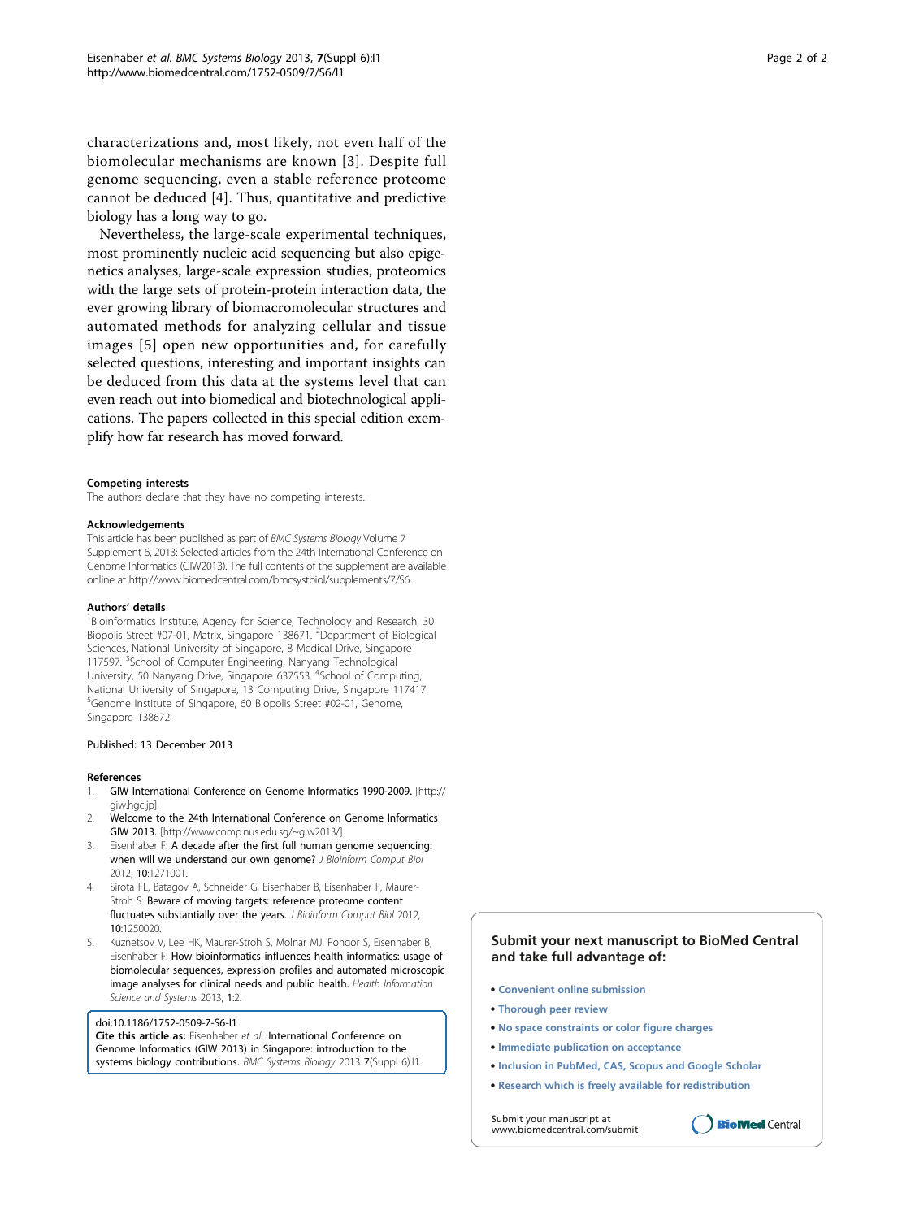characterizations and, most likely, not even half of the biomolecular mechanisms are known [3]. Despite full genome sequencing, even a stable reference proteome cannot be deduced [4]. Thus, quantitative and predictive biology has a long way to go.

Nevertheless, the large-scale experimental techniques, most prominently nucleic acid sequencing but also epigenetics analyses, large-scale expression studies, proteomics with the large sets of protein-protein interaction data, the ever growing library of biomacromolecular structures and automated methods for analyzing cellular and tissue images [5] open new opportunities and, for carefully selected questions, interesting and important insights can be deduced from this data at the systems level that can even reach out into biomedical and biotechnological applications. The papers collected in this special edition exemplify how far research has moved forward.

#### Competing interests

The authors declare that they have no competing interests.

#### Acknowledgements

This article has been published as part of *BMC Systems Biology* Volume 7 Supplement 6, 2013: Selected articles from the 24th International Conference on Genome Informatics (GIW2013). The full contents of the supplement are available online at http://www.biomedcentral.com/bmcsystbiol/supplements/7/S6.

#### Authors' details

[1]Bioinformatics Institute, Agency for Science, Technology and Research, 30 Biopolis Street #07-01, Matrix, Singapore 138671. [2]Department of Biological Sciences, National University of Singapore, 8 Medical Drive, Singapore 117597. [3]School of Computer Engineering, Nanyang Technological University, 50 Nanyang Drive, Singapore 637553. [4]School of Computing, National University of Singapore, 13 Computing Drive, Singapore 117417. [5]Genome Institute of Singapore, 60 Biopolis Street #02-01, Genome, Singapore 138672.

Published: 13 December 2013

#### References

1. GIW International Conference on Genome Informatics 1990-2009. [http://giw.hgc.jp].
2. Welcome to the 24th International Conference on Genome Informatics GIW 2013. [http://www.comp.nus.edu.sg/~giw2013/].
3. Eisenhaber F: A decade after the first full human genome sequencing: when will we understand our own genome? *J Bioinform Comput Biol* 2012, **10**:1271001.
4. Sirota FL, Batagov A, Schneider G, Eisenhaber B, Eisenhaber F, Maurer-Stroh S: Beware of moving targets: reference proteome content fluctuates substantially over the years. *J Bioinform Comput Biol* 2012, **10**:1250020.
5. Kuznetsov V, Lee HK, Maurer-Stroh S, Molnar MJ, Pongor S, Eisenhaber B, Eisenhaber F: How bioinformatics influences health informatics: usage of biomolecular sequences, expression profiles and automated microscopic image analyses for clinical needs and public health. *Health Information Science and Systems* 2013, **1**:2.

doi:10.1186/1752-0509-7-S6-I1
**Cite this article as:** Eisenhaber *et al.*: International Conference on Genome Informatics (GIW 2013) in Singapore: introduction to the systems biology contributions. *BMC Systems Biology* 2013 **7**(Suppl 6):I1.

**Submit your next manuscript to BioMed Central and take full advantage of:**

- Convenient online submission
- Thorough peer review
- No space constraints or color figure charges
- Immediate publication on acceptance
- Inclusion in PubMed, CAS, Scopus and Google Scholar
- Research which is freely available for redistribution

Submit your manuscript at www.biomedcentral.com/submit

BioMed Central